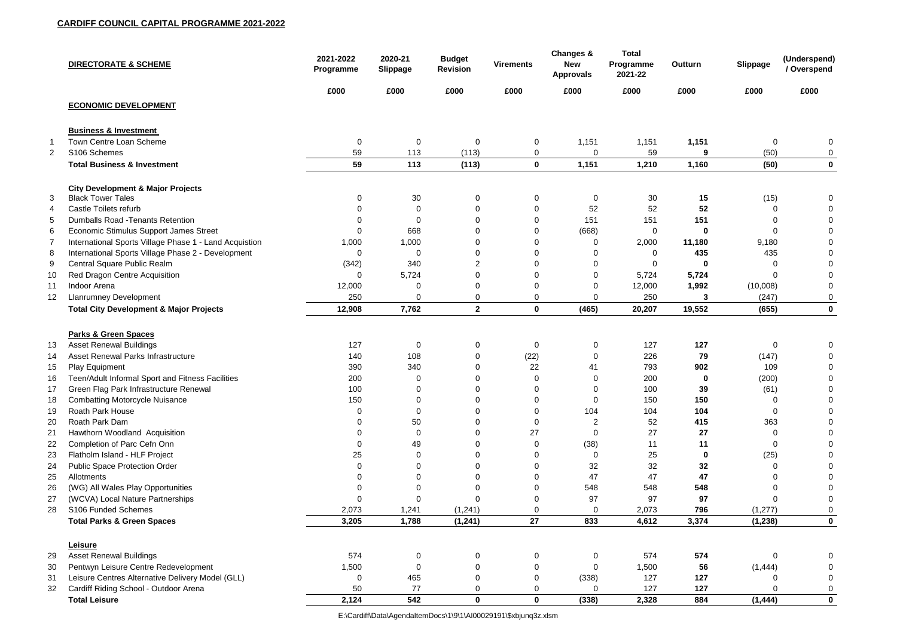**CARDIFF COUNCIL CAPITAL PROGRAMME 2021-2022**

| | DIRECTORATE & SCHEME | 2021-2022 Programme | 2020-21 Slippage | Budget Revision | Virements | Changes & New Approvals | Total Programme 2021-22 | Outturn | Slippage | (Underspend) / Overspend |
|---|---|---|---|---|---|---|---|---|---|---|
| | | £000 | £000 | £000 | £000 | £000 | £000 | £000 | £000 | £000 |
| | **ECONOMIC DEVELOPMENT** | | | | | | | | | |
| | **Business & Investment** | | | | | | | | | |
| 1 | Town Centre Loan Scheme | 0 | 0 | 0 | 0 | 1,151 | 1,151 | **1,151** | 0 | 0 |
| 2 | S106 Schemes | 59 | 113 | (113) | 0 | 0 | 59 | **9** | (50) | 0 |
| | **Total Business & Investment** | **59** | **113** | **(113)** | **0** | **1,151** | **1,210** | **1,160** | **(50)** | **0** |
| | **City Development & Major Projects** | | | | | | | | | |
| 3 | Black Tower Tales | 0 | 30 | 0 | 0 | 0 | 30 | **15** | (15) | 0 |
| 4 | Castle Toilets refurb | 0 | 0 | 0 | 0 | 52 | 52 | **52** | 0 | 0 |
| 5 | Dumballs Road -Tenants Retention | 0 | 0 | 0 | 0 | 151 | 151 | **151** | 0 | 0 |
| 6 | Economic Stimulus Support James Street | 0 | 668 | 0 | 0 | (668) | 0 | **0** | 0 | 0 |
| 7 | International Sports Village Phase 1 - Land Acquistion | 1,000 | 1,000 | 0 | 0 | 0 | 2,000 | **11,180** | 9,180 | 0 |
| 8 | International Sports Village Phase 2 - Development | 0 | 0 | 0 | 0 | 0 | 0 | **435** | 435 | 0 |
| 9 | Central Square Public Realm | (342) | 340 | 2 | 0 | 0 | 0 | **0** | 0 | 0 |
| 10 | Red Dragon Centre Acquisition | 0 | 5,724 | 0 | 0 | 0 | 5,724 | **5,724** | 0 | 0 |
| 11 | Indoor Arena | 12,000 | 0 | 0 | 0 | 0 | 12,000 | **1,992** | (10,008) | 0 |
| 12 | Llanrumney Development | 250 | 0 | 0 | 0 | 0 | 250 | **3** | (247) | 0 |
| | **Total City Development & Major Projects** | **12,908** | **7,762** | **2** | **0** | **(465)** | **20,207** | **19,552** | **(655)** | **0** |
| | **Parks & Green Spaces** | | | | | | | | | |
| 13 | Asset Renewal Buildings | 127 | 0 | 0 | 0 | 0 | 127 | **127** | 0 | 0 |
| 14 | Asset Renewal Parks Infrastructure | 140 | 108 | 0 | (22) | 0 | 226 | **79** | (147) | 0 |
| 15 | Play Equipment | 390 | 340 | 0 | 22 | 41 | 793 | **902** | 109 | 0 |
| 16 | Teen/Adult Informal Sport and Fitness Facilities | 200 | 0 | 0 | 0 | 0 | 200 | **0** | (200) | 0 |
| 17 | Green Flag Park Infrastructure Renewal | 100 | 0 | 0 | 0 | 0 | 100 | **39** | (61) | 0 |
| 18 | Combatting Motorcycle Nuisance | 150 | 0 | 0 | 0 | 0 | 150 | **150** | 0 | 0 |
| 19 | Roath Park House | 0 | 0 | 0 | 0 | 104 | 104 | **104** | 0 | 0 |
| 20 | Roath Park Dam | 0 | 50 | 0 | 0 | 2 | 52 | **415** | 363 | 0 |
| 21 | Hawthorn Woodland Acquisition | 0 | 0 | 0 | 27 | 0 | 27 | **27** | 0 | 0 |
| 22 | Completion of Parc Cefn Onn | 0 | 49 | 0 | 0 | (38) | 11 | **11** | 0 | 0 |
| 23 | Flatholm Island - HLF Project | 25 | 0 | 0 | 0 | 0 | 25 | **0** | (25) | 0 |
| 24 | Public Space Protection Order | 0 | 0 | 0 | 0 | 32 | 32 | **32** | 0 | 0 |
| 25 | Allotments | 0 | 0 | 0 | 0 | 47 | 47 | **47** | 0 | 0 |
| 26 | (WG) All Wales Play Opportunities | 0 | 0 | 0 | 0 | 548 | 548 | **548** | 0 | 0 |
| 27 | (WCVA) Local Nature Partnerships | 0 | 0 | 0 | 0 | 97 | 97 | **97** | 0 | 0 |
| 28 | S106 Funded Schemes | 2,073 | 1,241 | (1,241) | 0 | 0 | 2,073 | **796** | (1,277) | 0 |
| | **Total Parks & Green Spaces** | **3,205** | **1,788** | **(1,241)** | **27** | **833** | **4,612** | **3,374** | **(1,238)** | **0** |
| | **Leisure** | | | | | | | | | |
| 29 | Asset Renewal Buildings | 574 | 0 | 0 | 0 | 0 | 574 | **574** | 0 | 0 |
| 30 | Pentwyn Leisure Centre Redevelopment | 1,500 | 0 | 0 | 0 | 0 | 1,500 | **56** | (1,444) | 0 |
| 31 | Leisure Centres Alternative Delivery Model (GLL) | 0 | 465 | 0 | 0 | (338) | 127 | **127** | 0 | 0 |
| 32 | Cardiff Riding School - Outdoor Arena | 50 | 77 | 0 | 0 | 0 | 127 | **127** | 0 | 0 |
| | **Total Leisure** | **2,124** | **542** | **0** | **0** | **(338)** | **2,328** | **884** | **(1,444)** | **0** |

E:\Cardiff\Data\AgendaItemDocs\1\9\1\AI00029191\$xbjunq3z.xlsm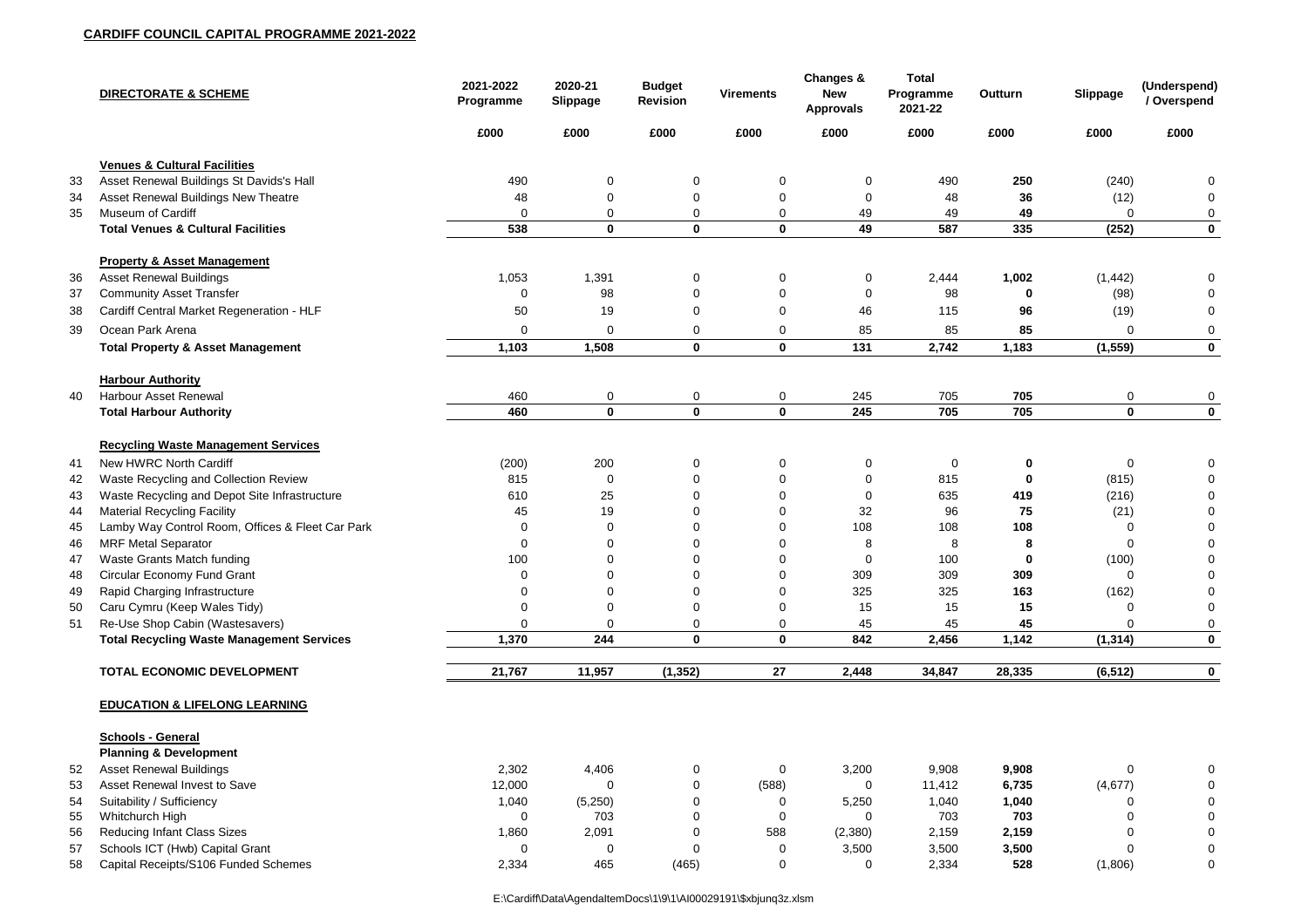**CARDIFF COUNCIL CAPITAL PROGRAMME 2021-2022**

| | DIRECTORATE & SCHEME | 2021-2022 Programme | 2020-21 Slippage | Budget Revision | Virements | Changes & New Approvals | Total Programme 2021-22 | Outturn | Slippage | (Underspend) / Overspend |
|---|---|---|---|---|---|---|---|---|---|---|
| | | £000 | £000 | £000 | £000 | £000 | £000 | £000 | £000 | £000 |
| | **Venues & Cultural Facilities** | | | | | | | | | |
| 33 | Asset Renewal Buildings St Davids's Hall | 490 | 0 | 0 | 0 | 0 | 490 | **250** | (240) | 0 |
| 34 | Asset Renewal Buildings New Theatre | 48 | 0 | 0 | 0 | 0 | 48 | **36** | (12) | 0 |
| 35 | Museum of Cardiff | 0 | 0 | 0 | 0 | 49 | 49 | **49** | 0 | 0 |
| | **Total Venues & Cultural Facilities** | **538** | **0** | **0** | **0** | **49** | **587** | **335** | **(252)** | **0** |
| | **Property & Asset Management** | | | | | | | | | |
| 36 | Asset Renewal Buildings | 1,053 | 1,391 | 0 | 0 | 0 | 2,444 | **1,002** | (1,442) | 0 |
| 37 | Community Asset Transfer | 0 | 98 | 0 | 0 | 0 | 98 | **0** | (98) | 0 |
| 38 | Cardiff Central Market Regeneration - HLF | 50 | 19 | 0 | 0 | 46 | 115 | **96** | (19) | 0 |
| 39 | Ocean Park Arena | 0 | 0 | 0 | 0 | 85 | 85 | **85** | 0 | 0 |
| | **Total Property & Asset Management** | **1,103** | **1,508** | **0** | **0** | **131** | **2,742** | **1,183** | **(1,559)** | **0** |
| | **Harbour Authority** | | | | | | | | | |
| 40 | Harbour Asset Renewal | 460 | 0 | 0 | 0 | 245 | 705 | **705** | 0 | 0 |
| | **Total Harbour Authority** | **460** | **0** | **0** | **0** | **245** | **705** | **705** | **0** | **0** |
| | **Recycling Waste Management Services** | | | | | | | | | |
| 41 | New HWRC North Cardiff | (200) | 200 | 0 | 0 | 0 | 0 | **0** | 0 | 0 |
| 42 | Waste Recycling and Collection Review | 815 | 0 | 0 | 0 | 0 | 815 | **0** | (815) | 0 |
| 43 | Waste Recycling and Depot Site Infrastructure | 610 | 25 | 0 | 0 | 0 | 635 | **419** | (216) | 0 |
| 44 | Material Recycling Facility | 45 | 19 | 0 | 0 | 32 | 96 | **75** | (21) | 0 |
| 45 | Lamby Way Control Room, Offices & Fleet Car Park | 0 | 0 | 0 | 0 | 108 | 108 | **108** | 0 | 0 |
| 46 | MRF Metal Separator | 0 | 0 | 0 | 0 | 8 | 8 | **8** | 0 | 0 |
| 47 | Waste Grants Match funding | 100 | 0 | 0 | 0 | 0 | 100 | **0** | (100) | 0 |
| 48 | Circular Economy Fund Grant | 0 | 0 | 0 | 0 | 309 | 309 | **309** | 0 | 0 |
| 49 | Rapid Charging Infrastructure | 0 | 0 | 0 | 0 | 325 | 325 | **163** | (162) | 0 |
| 50 | Caru Cymru (Keep Wales Tidy) | 0 | 0 | 0 | 0 | 15 | 15 | **15** | 0 | 0 |
| 51 | Re-Use Shop Cabin (Wastesavers) | 0 | 0 | 0 | 0 | 45 | 45 | **45** | 0 | 0 |
| | **Total Recycling Waste Management Services** | **1,370** | **244** | **0** | **0** | **842** | **2,456** | **1,142** | **(1,314)** | **0** |
| | **TOTAL ECONOMIC DEVELOPMENT** | **21,767** | **11,957** | **(1,352)** | **27** | **2,448** | **34,847** | **28,335** | **(6,512)** | **0** |
| | **EDUCATION & LIFELONG LEARNING** | | | | | | | | | |
| | **Schools - General** | | | | | | | | | |
| | **Planning & Development** | | | | | | | | | |
| 52 | Asset Renewal Buildings | 2,302 | 4,406 | 0 | 0 | 3,200 | 9,908 | **9,908** | 0 | 0 |
| 53 | Asset Renewal Invest to Save | 12,000 | 0 | 0 | (588) | 0 | 11,412 | **6,735** | (4,677) | 0 |
| 54 | Suitability / Sufficiency | 1,040 | (5,250) | 0 | 0 | 5,250 | 1,040 | **1,040** | 0 | 0 |
| 55 | Whitchurch High | 0 | 703 | 0 | 0 | 0 | 703 | **703** | 0 | 0 |
| 56 | Reducing Infant Class Sizes | 1,860 | 2,091 | 0 | 588 | (2,380) | 2,159 | **2,159** | 0 | 0 |
| 57 | Schools ICT (Hwb) Capital Grant | 0 | 0 | 0 | 0 | 3,500 | 3,500 | **3,500** | 0 | 0 |
| 58 | Capital Receipts/S106 Funded Schemes | 2,334 | 465 | (465) | 0 | 0 | 2,334 | **528** | (1,806) | 0 |

E:\Cardiff\Data\AgendaItemDocs\1\9\1\AI00029191\$xbjunq3z.xlsm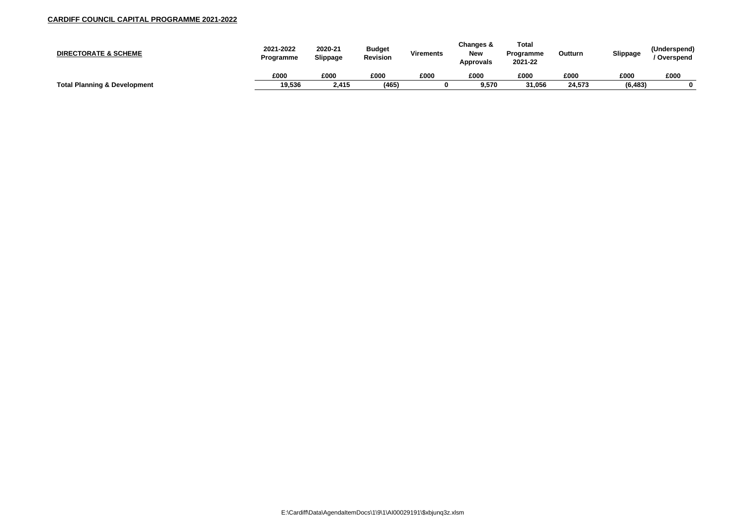**CARDIFF COUNCIL CAPITAL PROGRAMME 2021-2022**

| DIRECTORATE & SCHEME | 2021-2022 Programme | 2020-21 Slippage | Budget Revision | Virements | Changes & New Approvals | Total Programme 2021-22 | Outturn | Slippage | (Underspend) / Overspend |
|---|---|---|---|---|---|---|---|---|---|
| | £000 | £000 | £000 | £000 | £000 | £000 | £000 | £000 | £000 |
| **Total Planning & Development** | **19,536** | **2,415** | **(465)** | **0** | **9,570** | **31,056** | **24,573** | **(6,483)** | **0** |

E:\Cardiff\Data\AgendaItemDocs\1\9\1\AI00029191\$xbjunq3z.xlsm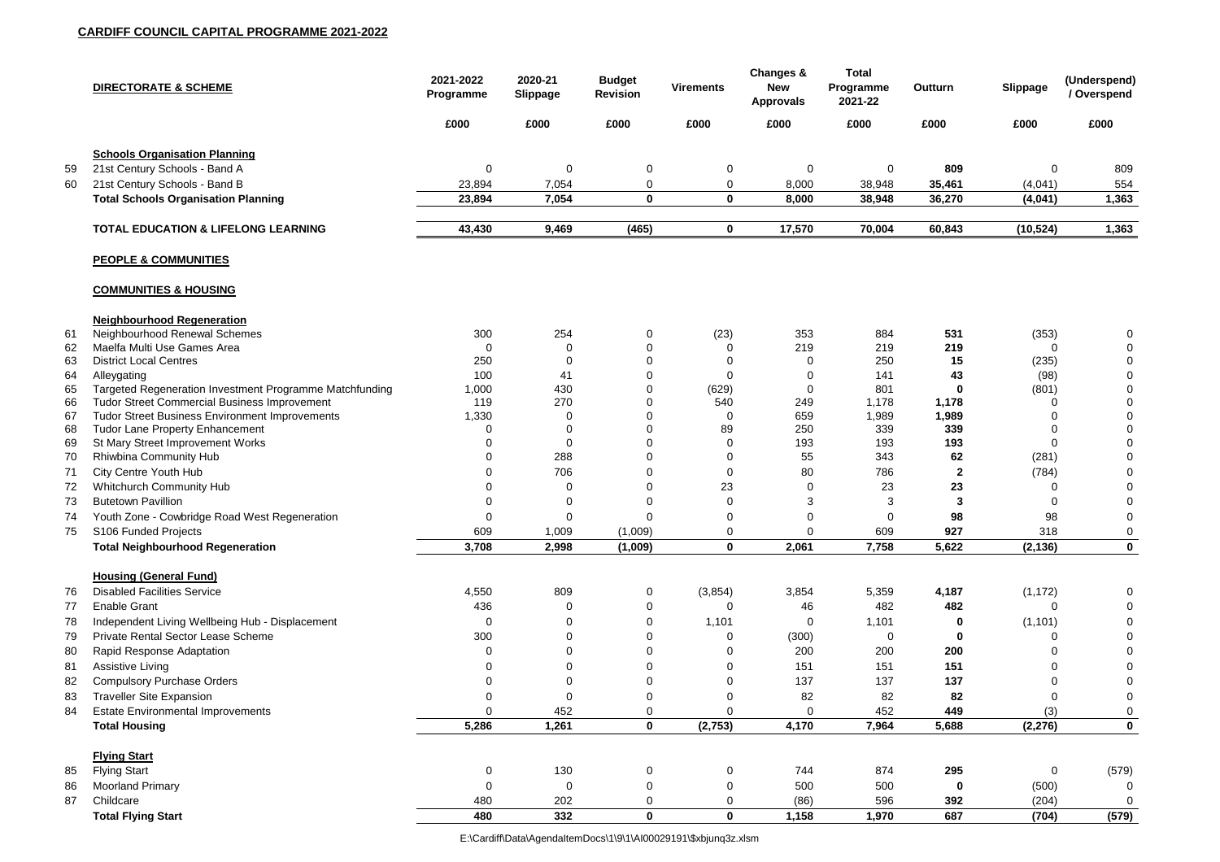**CARDIFF COUNCIL CAPITAL PROGRAMME 2021-2022**

| | DIRECTORATE & SCHEME | 2021-2022 Programme | 2020-21 Slippage | Budget Revision | Virements | Changes & New Approvals | Total Programme 2021-22 | Outturn | Slippage | (Underspend) / Overspend |
|---|---|---|---|---|---|---|---|---|---|---|
| | | £000 | £000 | £000 | £000 | £000 | £000 | £000 | £000 | £000 |
| | **Schools Organisation Planning** | | | | | | | | | |
| 59 | 21st Century Schools - Band A | 0 | 0 | 0 | 0 | 0 | 0 | **809** | 0 | 809 |
| 60 | 21st Century Schools - Band B | 23,894 | 7,054 | 0 | 0 | 8,000 | 38,948 | **35,461** | (4,041) | 554 |
| | **Total Schools Organisation Planning** | **23,894** | **7,054** | **0** | **0** | **8,000** | **38,948** | **36,270** | **(4,041)** | **1,363** |
| | **TOTAL EDUCATION & LIFELONG LEARNING** | **43,430** | **9,469** | **(465)** | **0** | **17,570** | **70,004** | **60,843** | **(10,524)** | **1,363** |
| | **PEOPLE & COMMUNITIES** | | | | | | | | | |
| | **COMMUNITIES & HOUSING** | | | | | | | | | |
| | **Neighbourhood Regeneration** | | | | | | | | | |
| 61 | Neighbourhood Renewal Schemes | 300 | 254 | 0 | (23) | 353 | 884 | **531** | (353) | 0 |
| 62 | Maelfa Multi Use Games Area | 0 | 0 | 0 | 0 | 219 | 219 | **219** | 0 | 0 |
| 63 | District Local Centres | 250 | 0 | 0 | 0 | 0 | 250 | **15** | (235) | 0 |
| 64 | Alleygating | 100 | 41 | 0 | 0 | 0 | 141 | **43** | (98) | 0 |
| 65 | Targeted Regeneration Investment Programme Matchfunding | 1,000 | 430 | 0 | (629) | 0 | 801 | **0** | (801) | 0 |
| 66 | Tudor Street Commercial Business Improvement | 119 | 270 | 0 | 540 | 249 | 1,178 | **1,178** | 0 | 0 |
| 67 | Tudor Street Business Environment Improvements | 1,330 | 0 | 0 | 0 | 659 | 1,989 | **1,989** | 0 | 0 |
| 68 | Tudor Lane Property Enhancement | 0 | 0 | 0 | 89 | 250 | 339 | **339** | 0 | 0 |
| 69 | St Mary Street Improvement Works | 0 | 0 | 0 | 0 | 193 | 193 | **193** | 0 | 0 |
| 70 | Rhiwbina Community Hub | 0 | 288 | 0 | 0 | 55 | 343 | **62** | (281) | 0 |
| 71 | City Centre Youth Hub | 0 | 706 | 0 | 0 | 80 | 786 | **2** | (784) | 0 |
| 72 | Whitchurch Community Hub | 0 | 0 | 0 | 23 | 0 | 23 | **23** | 0 | 0 |
| 73 | Butetown Pavillion | 0 | 0 | 0 | 0 | 3 | 3 | **3** | 0 | 0 |
| 74 | Youth Zone - Cowbridge Road West Regeneration | 0 | 0 | 0 | 0 | 0 | 0 | **98** | 98 | 0 |
| 75 | S106 Funded Projects | 609 | 1,009 | (1,009) | 0 | 0 | 609 | **927** | 318 | 0 |
| | **Total Neighbourhood Regeneration** | **3,708** | **2,998** | **(1,009)** | **0** | **2,061** | **7,758** | **5,622** | **(2,136)** | **0** |
| | **Housing (General Fund)** | | | | | | | | | |
| 76 | Disabled Facilities Service | 4,550 | 809 | 0 | (3,854) | 3,854 | 5,359 | **4,187** | (1,172) | 0 |
| 77 | Enable Grant | 436 | 0 | 0 | 0 | 46 | 482 | **482** | 0 | 0 |
| 78 | Independent Living Wellbeing Hub - Displacement | 0 | 0 | 0 | 1,101 | 0 | 1,101 | **0** | (1,101) | 0 |
| 79 | Private Rental Sector Lease Scheme | 300 | 0 | 0 | 0 | (300) | 0 | **0** | 0 | 0 |
| 80 | Rapid Response Adaptation | 0 | 0 | 0 | 0 | 200 | 200 | **200** | 0 | 0 |
| 81 | Assistive Living | 0 | 0 | 0 | 0 | 151 | 151 | **151** | 0 | 0 |
| 82 | Compulsory Purchase Orders | 0 | 0 | 0 | 0 | 137 | 137 | **137** | 0 | 0 |
| 83 | Traveller Site Expansion | 0 | 0 | 0 | 0 | 82 | 82 | **82** | 0 | 0 |
| 84 | Estate Environmental Improvements | 0 | 452 | 0 | 0 | 0 | 452 | **449** | (3) | 0 |
| | **Total Housing** | **5,286** | **1,261** | **0** | **(2,753)** | **4,170** | **7,964** | **5,688** | **(2,276)** | **0** |
| | **Flying Start** | | | | | | | | | |
| 85 | Flying Start | 0 | 130 | 0 | 0 | 744 | 874 | **295** | 0 | (579) |
| 86 | Moorland Primary | 0 | 0 | 0 | 0 | 500 | 500 | **0** | (500) | 0 |
| 87 | Childcare | 480 | 202 | 0 | 0 | (86) | 596 | **392** | (204) | 0 |
| | **Total Flying Start** | **480** | **332** | **0** | **0** | **1,158** | **1,970** | **687** | **(704)** | **(579)** |

E:\Cardiff\Data\AgendaItemDocs\1\9\1\AI00029191\$xbjunq3z.xlsm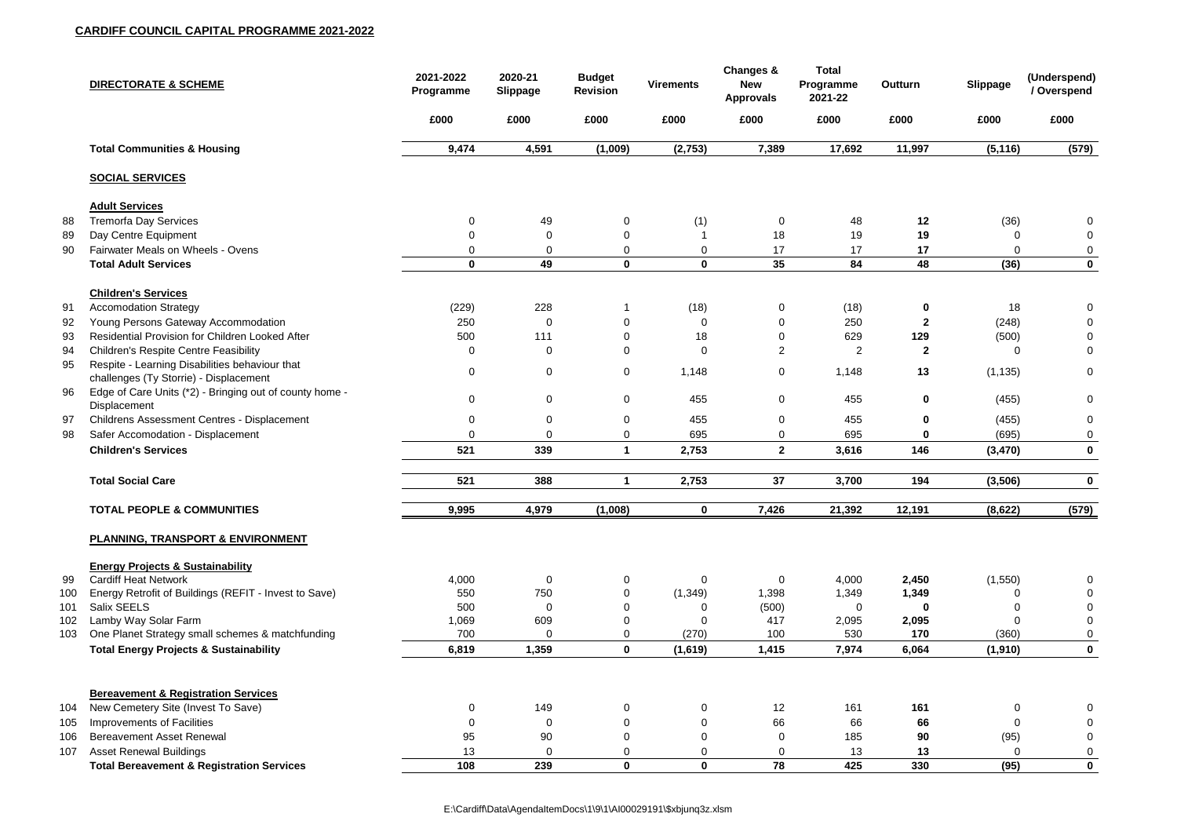**CARDIFF COUNCIL CAPITAL PROGRAMME 2021-2022**

| | DIRECTORATE & SCHEME | 2021-2022 Programme | 2020-21 Slippage | Budget Revision | Virements | Changes & New Approvals | Total Programme 2021-22 | Outturn | Slippage | (Underspend) / Overspend |
|---|---|---|---|---|---|---|---|---|---|---|
| | | £000 | £000 | £000 | £000 | £000 | £000 | £000 | £000 | £000 |
| | **Total Communities & Housing** | **9,474** | **4,591** | **(1,009)** | **(2,753)** | **7,389** | **17,692** | **11,997** | **(5,116)** | **(579)** |
| | **SOCIAL SERVICES** | | | | | | | | | |
| | **Adult Services** | | | | | | | | | |
| 88 | Tremorfa Day Services | 0 | 49 | 0 | (1) | 0 | 48 | **12** | (36) | 0 |
| 89 | Day Centre Equipment | 0 | 0 | 0 | 1 | 18 | 19 | **19** | 0 | 0 |
| 90 | Fairwater Meals on Wheels - Ovens | 0 | 0 | 0 | 0 | 17 | 17 | **17** | 0 | 0 |
| | **Total Adult Services** | **0** | **49** | **0** | **0** | **35** | **84** | **48** | **(36)** | **0** |
| | **Children's Services** | | | | | | | | | |
| 91 | Accomodation Strategy | (229) | 228 | 1 | (18) | 0 | (18) | **0** | 18 | 0 |
| 92 | Young Persons Gateway Accommodation | 250 | 0 | 0 | 0 | 0 | 250 | **2** | (248) | 0 |
| 93 | Residential Provision for Children Looked After | 500 | 111 | 0 | 18 | 0 | 629 | **129** | (500) | 0 |
| 94 | Children's Respite Centre Feasibility | 0 | 0 | 0 | 0 | 2 | 2 | **2** | 0 | 0 |
| 95 | Respite - Learning Disabilities behaviour that challenges (Ty Storrie) - Displacement | 0 | 0 | 0 | 1,148 | 0 | 1,148 | **13** | (1,135) | 0 |
| 96 | Edge of Care Units (*2) - Bringing out of county home - Displacement | 0 | 0 | 0 | 455 | 0 | 455 | **0** | (455) | 0 |
| 97 | Childrens Assessment Centres - Displacement | 0 | 0 | 0 | 455 | 0 | 455 | **0** | (455) | 0 |
| 98 | Safer Accomodation - Displacement | 0 | 0 | 0 | 695 | 0 | 695 | **0** | (695) | 0 |
| | **Children's Services** | **521** | **339** | **1** | **2,753** | **2** | **3,616** | **146** | **(3,470)** | **0** |
| | **Total Social Care** | **521** | **388** | **1** | **2,753** | **37** | **3,700** | **194** | **(3,506)** | **0** |
| | **TOTAL PEOPLE & COMMUNITIES** | **9,995** | **4,979** | **(1,008)** | **0** | **7,426** | **21,392** | **12,191** | **(8,622)** | **(579)** |
| | **PLANNING, TRANSPORT & ENVIRONMENT** | | | | | | | | | |
| | **Energy Projects & Sustainability** | | | | | | | | | |
| 99 | Cardiff Heat Network | 4,000 | 0 | 0 | 0 | 0 | 4,000 | **2,450** | (1,550) | 0 |
| 100 | Energy Retrofit of Buildings (REFIT - Invest to Save) | 550 | 750 | 0 | (1,349) | 1,398 | 1,349 | **1,349** | 0 | 0 |
| 101 | Salix SEELS | 500 | 0 | 0 | 0 | (500) | 0 | **0** | 0 | 0 |
| 102 | Lamby Way Solar Farm | 1,069 | 609 | 0 | 0 | 417 | 2,095 | **2,095** | 0 | 0 |
| 103 | One Planet Strategy small schemes & matchfunding | 700 | 0 | 0 | (270) | 100 | 530 | **170** | (360) | 0 |
| | **Total Energy Projects & Sustainability** | **6,819** | **1,359** | **0** | **(1,619)** | **1,415** | **7,974** | **6,064** | **(1,910)** | **0** |
| | **Bereavement & Registration Services** | | | | | | | | | |
| 104 | New Cemetery Site (Invest To Save) | 0 | 149 | 0 | 0 | 12 | 161 | **161** | 0 | 0 |
| 105 | Improvements of Facilities | 0 | 0 | 0 | 0 | 66 | 66 | **66** | 0 | 0 |
| 106 | Bereavement Asset Renewal | 95 | 90 | 0 | 0 | 0 | 185 | **90** | (95) | 0 |
| 107 | Asset Renewal Buildings | 13 | 0 | 0 | 0 | 0 | 13 | **13** | 0 | 0 |
| | **Total Bereavement & Registration Services** | **108** | **239** | **0** | **0** | **78** | **425** | **330** | **(95)** | **0** |

E:\Cardiff\Data\AgendaItemDocs\1\9\1\AI00029191\$xbjunq3z.xlsm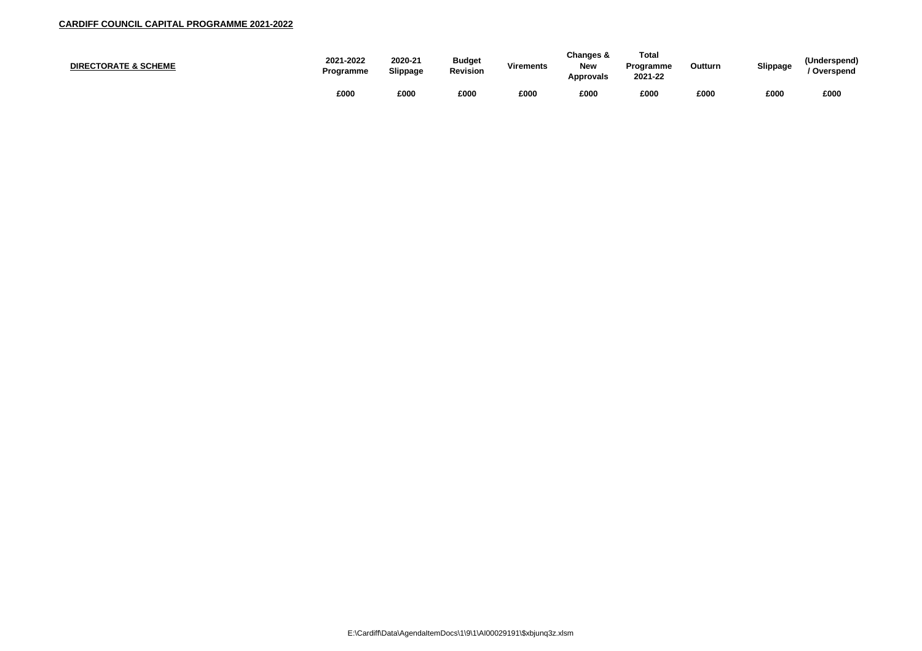**CARDIFF COUNCIL CAPITAL PROGRAMME 2021-2022**

| DIRECTORATE & SCHEME | 2021-2022 Programme | 2020-21 Slippage | Budget Revision | Virements | Changes & New Approvals | Total Programme 2021-22 | Outturn | Slippage | (Underspend) / Overspend |
|---|---|---|---|---|---|---|---|---|---|
| | £000 | £000 | £000 | £000 | £000 | £000 | £000 | £000 | £000 |

E:\Cardiff\Data\AgendaItemDocs\1\9\1\AI00029191\$xbjunq3z.xlsm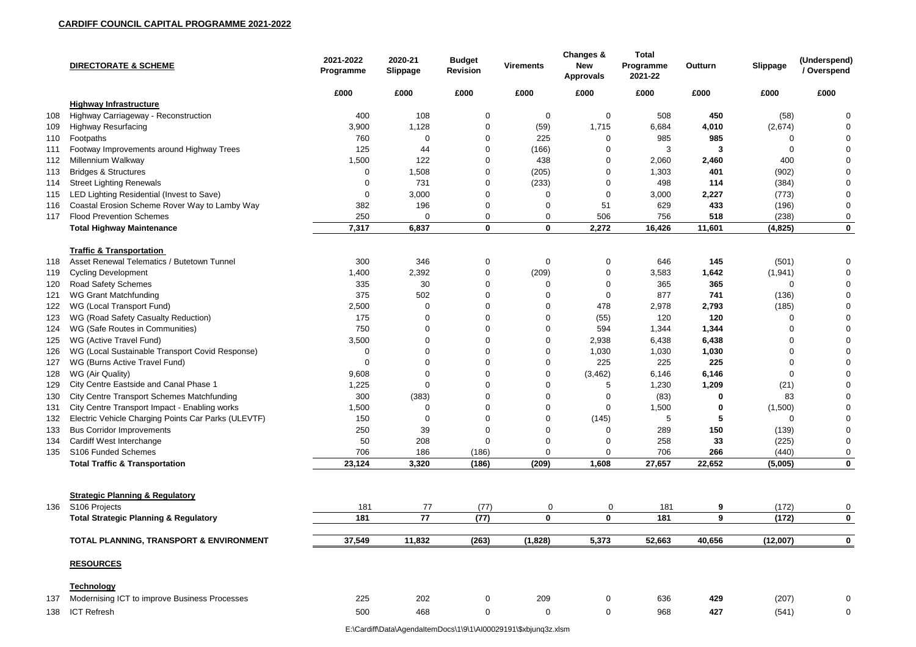**CARDIFF COUNCIL CAPITAL PROGRAMME 2021-2022**

| | DIRECTORATE & SCHEME | 2021-2022 Programme | 2020-21 Slippage | Budget Revision | Virements | Changes & New Approvals | Total Programme 2021-22 | Outturn | Slippage | (Underspend) / Overspend |
|---|---|---|---|---|---|---|---|---|---|---|
| | | £000 | £000 | £000 | £000 | £000 | £000 | £000 | £000 | £000 |
| | **Highway Infrastructure** | | | | | | | | | |
| 108 | Highway Carriageway - Reconstruction | 400 | 108 | 0 | 0 | 0 | 508 | **450** | (58) | 0 |
| 109 | Highway Resurfacing | 3,900 | 1,128 | 0 | (59) | 1,715 | 6,684 | **4,010** | (2,674) | 0 |
| 110 | Footpaths | 760 | 0 | 0 | 225 | 0 | 985 | **985** | 0 | 0 |
| 111 | Footway Improvements around Highway Trees | 125 | 44 | 0 | (166) | 0 | 3 | **3** | 0 | 0 |
| 112 | Millennium Walkway | 1,500 | 122 | 0 | 438 | 0 | 2,060 | **2,460** | 400 | 0 |
| 113 | Bridges & Structures | 0 | 1,508 | 0 | (205) | 0 | 1,303 | **401** | (902) | 0 |
| 114 | Street Lighting Renewals | 0 | 731 | 0 | (233) | 0 | 498 | **114** | (384) | 0 |
| 115 | LED Lighting Residential (Invest to Save) | 0 | 3,000 | 0 | 0 | 0 | 3,000 | **2,227** | (773) | 0 |
| 116 | Coastal Erosion Scheme Rover Way to Lamby Way | 382 | 196 | 0 | 0 | 51 | 629 | **433** | (196) | 0 |
| 117 | Flood Prevention Schemes | 250 | 0 | 0 | 0 | 506 | 756 | **518** | (238) | 0 |
| | **Total Highway Maintenance** | **7,317** | **6,837** | **0** | **0** | **2,272** | **16,426** | **11,601** | **(4,825)** | **0** |
| | **Traffic & Transportation** | | | | | | | | | |
| 118 | Asset Renewal Telematics / Butetown Tunnel | 300 | 346 | 0 | 0 | 0 | 646 | **145** | (501) | 0 |
| 119 | Cycling Development | 1,400 | 2,392 | 0 | (209) | 0 | 3,583 | **1,642** | (1,941) | 0 |
| 120 | Road Safety Schemes | 335 | 30 | 0 | 0 | 0 | 365 | **365** | 0 | 0 |
| 121 | WG Grant Matchfunding | 375 | 502 | 0 | 0 | 0 | 877 | **741** | (136) | 0 |
| 122 | WG (Local Transport Fund) | 2,500 | 0 | 0 | 0 | 478 | 2,978 | **2,793** | (185) | 0 |
| 123 | WG (Road Safety Casualty Reduction) | 175 | 0 | 0 | 0 | (55) | 120 | **120** | 0 | 0 |
| 124 | WG (Safe Routes in Communities) | 750 | 0 | 0 | 0 | 594 | 1,344 | **1,344** | 0 | 0 |
| 125 | WG (Active Travel Fund) | 3,500 | 0 | 0 | 0 | 2,938 | 6,438 | **6,438** | 0 | 0 |
| 126 | WG (Local Sustainable Transport Covid Response) | 0 | 0 | 0 | 0 | 1,030 | 1,030 | **1,030** | 0 | 0 |
| 127 | WG (Burns Active Travel Fund) | 0 | 0 | 0 | 0 | 225 | 225 | **225** | 0 | 0 |
| 128 | WG (Air Quality) | 9,608 | 0 | 0 | 0 | (3,462) | 6,146 | **6,146** | 0 | 0 |
| 129 | City Centre Eastside and Canal Phase 1 | 1,225 | 0 | 0 | 0 | 5 | 1,230 | **1,209** | (21) | 0 |
| 130 | City Centre Transport Schemes Matchfunding | 300 | (383) | 0 | 0 | 0 | (83) | **0** | 83 | 0 |
| 131 | City Centre Transport Impact - Enabling works | 1,500 | 0 | 0 | 0 | 0 | 1,500 | **0** | (1,500) | 0 |
| 132 | Electric Vehicle Charging Points Car Parks (ULEVTF) | 150 | 0 | 0 | 0 | (145) | 5 | **5** | 0 | 0 |
| 133 | Bus Corridor Improvements | 250 | 39 | 0 | 0 | 0 | 289 | **150** | (139) | 0 |
| 134 | Cardiff West Interchange | 50 | 208 | 0 | 0 | 0 | 258 | **33** | (225) | 0 |
| 135 | S106 Funded Schemes | 706 | 186 | (186) | 0 | 0 | 706 | **266** | (440) | 0 |
| | **Total Traffic & Transportation** | **23,124** | **3,320** | **(186)** | **(209)** | **1,608** | **27,657** | **22,652** | **(5,005)** | **0** |
| | **Strategic Planning & Regulatory** | | | | | | | | | |
| 136 | S106 Projects | 181 | 77 | (77) | 0 | 0 | 181 | **9** | (172) | 0 |
| | **Total Strategic Planning & Regulatory** | **181** | **77** | **(77)** | **0** | **0** | **181** | **9** | **(172)** | **0** |
| | **TOTAL PLANNING, TRANSPORT & ENVIRONMENT** | **37,549** | **11,832** | **(263)** | **(1,828)** | **5,373** | **52,663** | **40,656** | **(12,007)** | **0** |
| | **RESOURCES** | | | | | | | | | |
| | **Technology** | | | | | | | | | |
| 137 | Modernising ICT to improve Business Processes | 225 | 202 | 0 | 209 | 0 | 636 | **429** | (207) | 0 |
| 138 | ICT Refresh | 500 | 468 | 0 | 0 | 0 | 968 | **427** | (541) | 0 |

E:\Cardiff\Data\AgendaItemDocs\1\9\1\AI00029191\$xbjunq3z.xlsm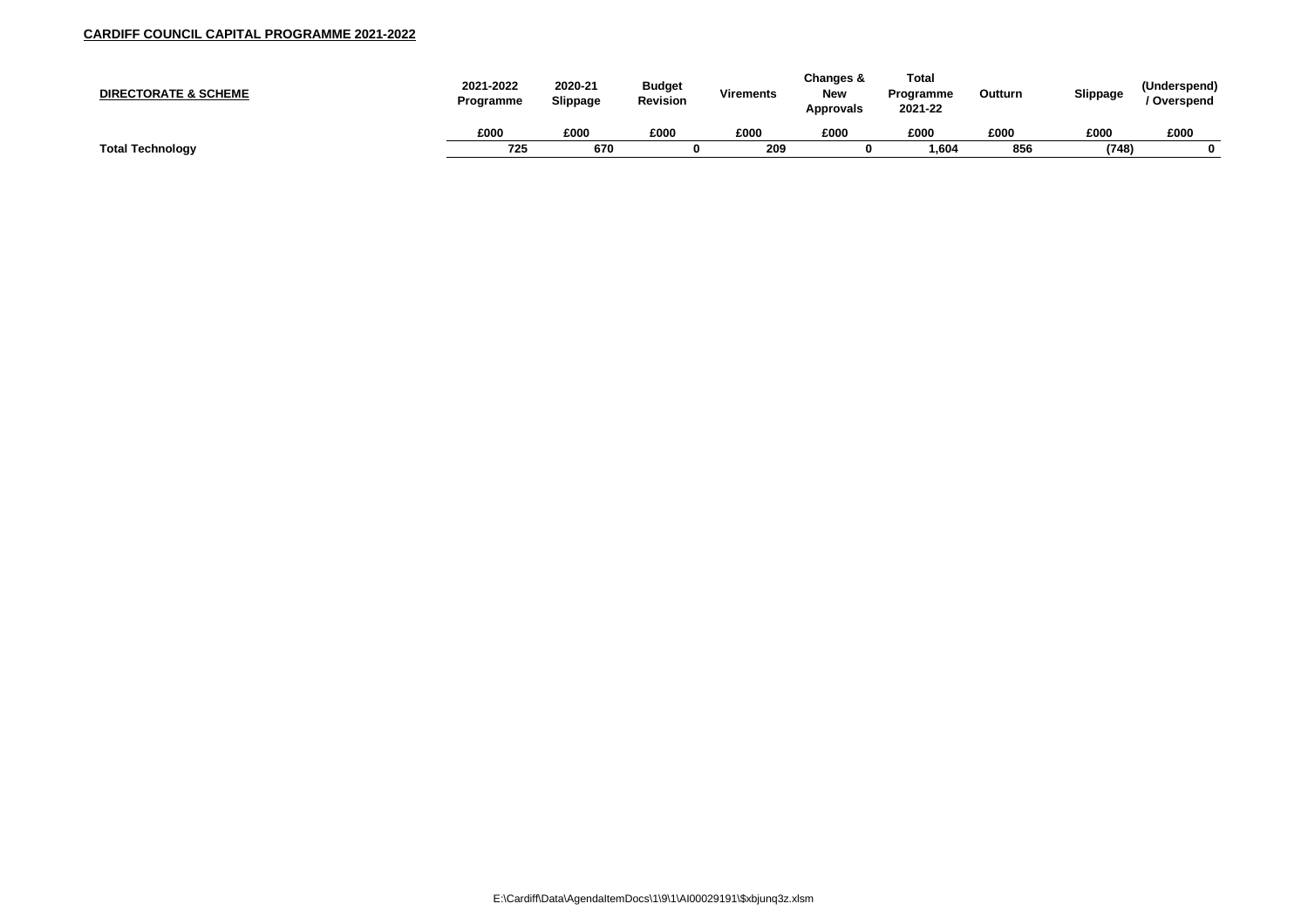**CARDIFF COUNCIL CAPITAL PROGRAMME 2021-2022**

| DIRECTORATE & SCHEME | 2021-2022 Programme | 2020-21 Slippage | Budget Revision | Virements | Changes & New Approvals | Total Programme 2021-22 | Outturn | Slippage | (Underspend) / Overspend |
|---|---|---|---|---|---|---|---|---|---|
| | £000 | £000 | £000 | £000 | £000 | £000 | £000 | £000 | £000 |
| **Total Technology** | 725 | 670 | 0 | 209 | 0 | 1,604 | 856 | (748) | 0 |

E:\Cardiff\Data\AgendaItemDocs\1\9\1\AI00029191\$xbjunq3z.xlsm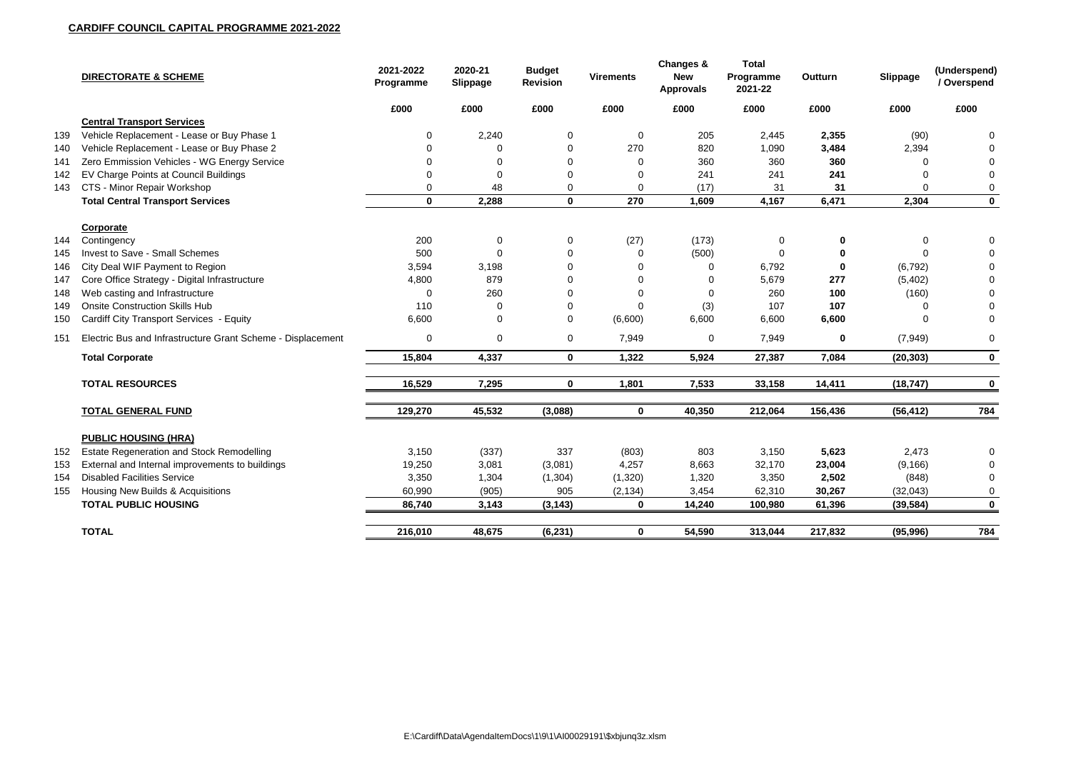**CARDIFF COUNCIL CAPITAL PROGRAMME 2021-2022**

| | DIRECTORATE & SCHEME | 2021-2022 Programme | 2020-21 Slippage | Budget Revision | Virements | Changes & New Approvals | Total Programme 2021-22 | Outturn | Slippage | (Underspend) / Overspend |
|---|---|---|---|---|---|---|---|---|---|---|
| | | £000 | £000 | £000 | £000 | £000 | £000 | £000 | £000 | £000 |
| | **Central Transport Services** | | | | | | | | | |
| 139 | Vehicle Replacement - Lease or Buy Phase 1 | 0 | 2,240 | 0 | 0 | 205 | 2,445 | **2,355** | (90) | 0 |
| 140 | Vehicle Replacement - Lease or Buy Phase 2 | 0 | 0 | 0 | 270 | 820 | 1,090 | **3,484** | 2,394 | 0 |
| 141 | Zero Emmission Vehicles - WG Energy Service | 0 | 0 | 0 | 0 | 360 | 360 | **360** | 0 | 0 |
| 142 | EV Charge Points at Council Buildings | 0 | 0 | 0 | 0 | 241 | 241 | **241** | 0 | 0 |
| 143 | CTS - Minor Repair Workshop | 0 | 48 | 0 | 0 | (17) | 31 | **31** | 0 | 0 |
| | **Total Central Transport Services** | **0** | **2,288** | **0** | **270** | **1,609** | **4,167** | **6,471** | **2,304** | **0** |
| | **Corporate** | | | | | | | | | |
| 144 | Contingency | 200 | 0 | 0 | (27) | (173) | 0 | **0** | 0 | 0 |
| 145 | Invest to Save - Small Schemes | 500 | 0 | 0 | 0 | (500) | 0 | **0** | 0 | 0 |
| 146 | City Deal WIF Payment to Region | 3,594 | 3,198 | 0 | 0 | 0 | 6,792 | **0** | (6,792) | 0 |
| 147 | Core Office Strategy - Digital Infrastructure | 4,800 | 879 | 0 | 0 | 0 | 5,679 | **277** | (5,402) | 0 |
| 148 | Web casting and Infrastructure | 0 | 260 | 0 | 0 | 0 | 260 | **100** | (160) | 0 |
| 149 | Onsite Construction Skills Hub | 110 | 0 | 0 | 0 | (3) | 107 | **107** | 0 | 0 |
| 150 | Cardiff City Transport Services - Equity | 6,600 | 0 | 0 | (6,600) | 6,600 | 6,600 | **6,600** | 0 | 0 |
| 151 | Electric Bus and Infrastructure Grant Scheme - Displacement | 0 | 0 | 0 | 7,949 | 0 | 7,949 | **0** | (7,949) | 0 |
| | **Total Corporate** | **15,804** | **4,337** | **0** | **1,322** | **5,924** | **27,387** | **7,084** | **(20,303)** | **0** |
| | **TOTAL RESOURCES** | **16,529** | **7,295** | **0** | **1,801** | **7,533** | **33,158** | **14,411** | **(18,747)** | **0** |
| | **TOTAL GENERAL FUND** | **129,270** | **45,532** | **(3,088)** | **0** | **40,350** | **212,064** | **156,436** | **(56,412)** | **784** |
| | **PUBLIC HOUSING (HRA)** | | | | | | | | | |
| 152 | Estate Regeneration and Stock Remodelling | 3,150 | (337) | 337 | (803) | 803 | 3,150 | **5,623** | 2,473 | 0 |
| 153 | External and Internal improvements to buildings | 19,250 | 3,081 | (3,081) | 4,257 | 8,663 | 32,170 | **23,004** | (9,166) | 0 |
| 154 | Disabled Facilities Service | 3,350 | 1,304 | (1,304) | (1,320) | 1,320 | 3,350 | **2,502** | (848) | 0 |
| 155 | Housing New Builds & Acquisitions | 60,990 | (905) | 905 | (2,134) | 3,454 | 62,310 | **30,267** | (32,043) | 0 |
| | **TOTAL PUBLIC HOUSING** | **86,740** | **3,143** | **(3,143)** | **0** | **14,240** | **100,980** | **61,396** | **(39,584)** | **0** |
| | **TOTAL** | **216,010** | **48,675** | **(6,231)** | **0** | **54,590** | **313,044** | **217,832** | **(95,996)** | **784** |

E:\Cardiff\Data\AgendaItemDocs\1\9\1\AI00029191\$xbjunq3z.xlsm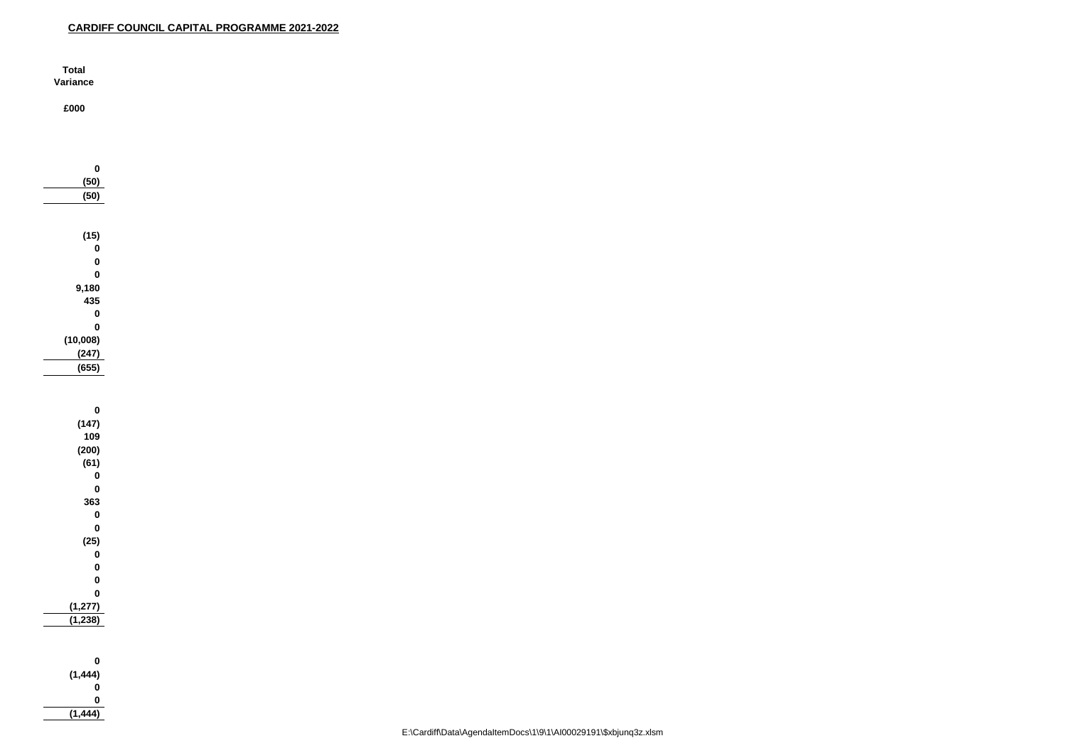**CARDIFF COUNCIL CAPITAL PROGRAMME 2021-2022**

| Total Variance |
|---|
| £000 |
| |
| 0 |
| (50) |
| (50) |
| |
| (15) |
| 0 |
| 0 |
| 0 |
| 9,180 |
| 435 |
| 0 |
| 0 |
| (10,008) |
| (247) |
| (655) |
| |
| 0 |
| (147) |
| 109 |
| (200) |
| (61) |
| 0 |
| 0 |
| 363 |
| 0 |
| 0 |
| (25) |
| 0 |
| 0 |
| 0 |
| 0 |
| (1,277) |
| (1,238) |
| |
| 0 |
| (1,444) |
| 0 |
| 0 |
| (1,444) |

E:\Cardiff\Data\AgendaItemDocs\1\9\1\AI00029191\$xbjunq3z.xlsm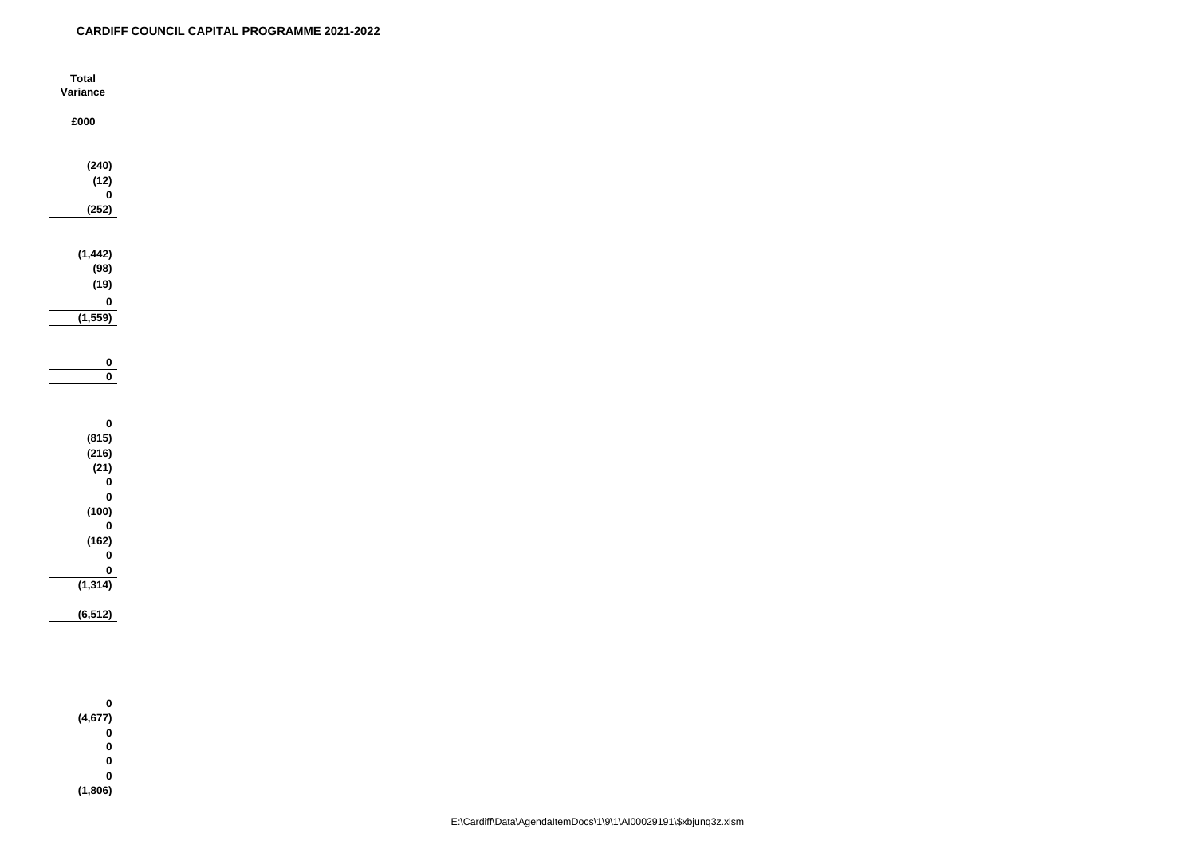**CARDIFF COUNCIL CAPITAL PROGRAMME 2021-2022**

| Total Variance |
|---|
| £000 |
| |
| (240) |
| (12) |
| 0 |
| (252) |
| |
| (1,442) |
| (98) |
| (19) |
| 0 |
| (1,559) |
| |
| 0 |
| 0 |
| |
| 0 |
| (815) |
| (216) |
| (21) |
| 0 |
| 0 |
| (100) |
| 0 |
| (162) |
| 0 |
| 0 |
| (1,314) |
| |
| (6,512) |
| |
| 0 |
| (4,677) |
| 0 |
| 0 |
| 0 |
| 0 |
| (1,806) |

E:\Cardiff\Data\AgendaItemDocs\1\9\1\AI00029191\$xbjunq3z.xlsm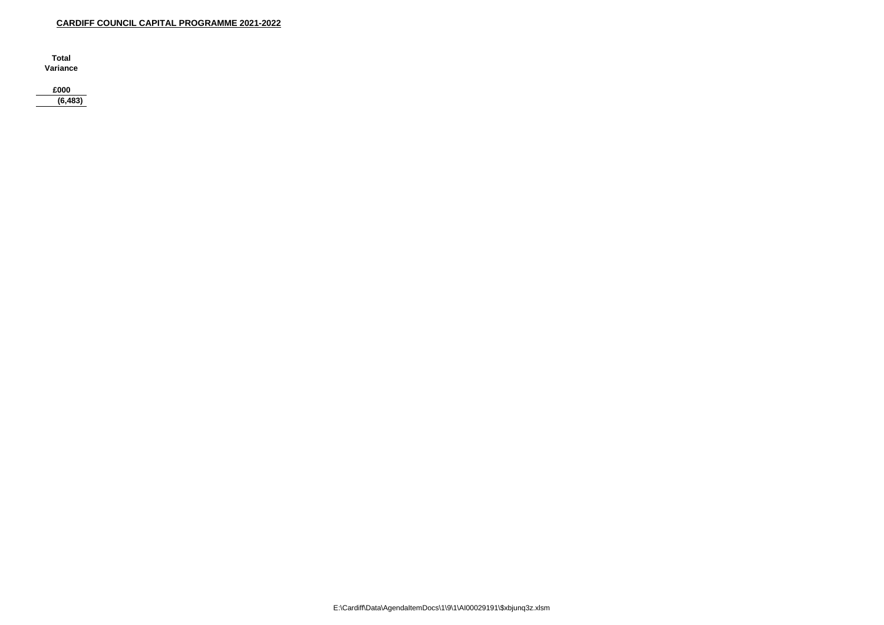**CARDIFF COUNCIL CAPITAL PROGRAMME 2021-2022**

| Total Variance |
|---|
| £000 |
| (6,483) |

E:\Cardiff\Data\AgendaItemDocs\1\9\1\AI00029191\$xbjunq3z.xlsm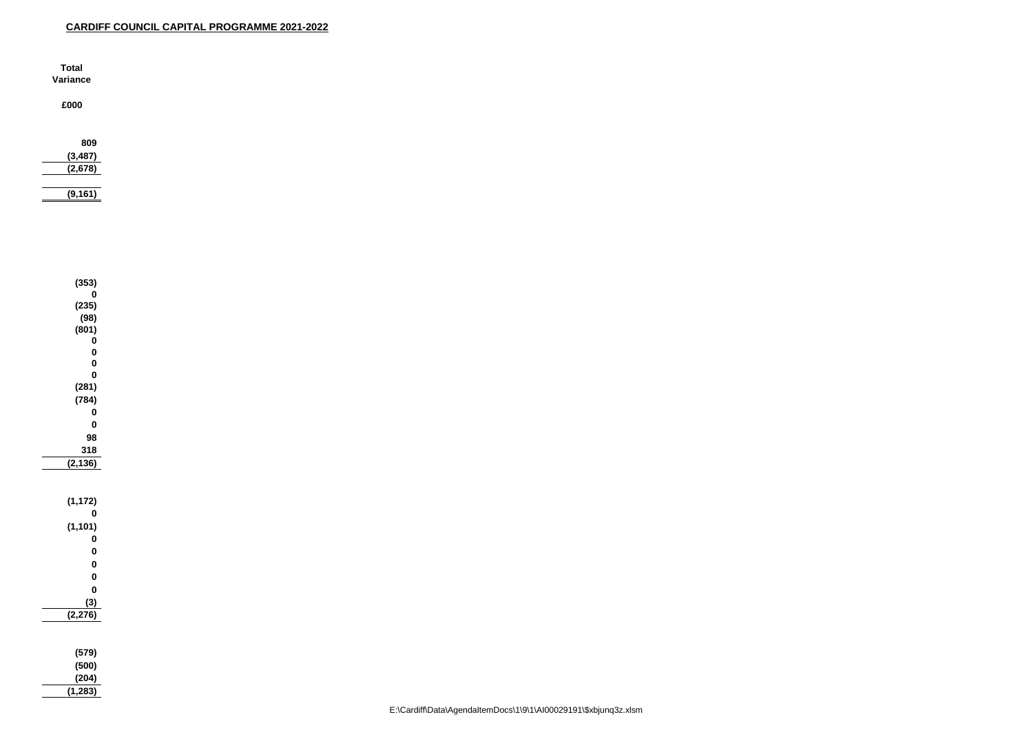**CARDIFF COUNCIL CAPITAL PROGRAMME 2021-2022**

| Total Variance |
|---|
| £000 |
| |
| 809 |
| (3,487) |
| (2,678) |
| |
| (9,161) |
| |
| (353) |
| 0 |
| (235) |
| (98) |
| (801) |
| 0 |
| 0 |
| 0 |
| 0 |
| (281) |
| (784) |
| 0 |
| 0 |
| 98 |
| 318 |
| (2,136) |
| |
| (1,172) |
| 0 |
| (1,101) |
| 0 |
| 0 |
| 0 |
| 0 |
| 0 |
| (3) |
| (2,276) |
| |
| (579) |
| (500) |
| (204) |
| (1,283) |

E:\Cardiff\Data\AgendaItemDocs\1\9\1\AI00029191\$xbjunq3z.xlsm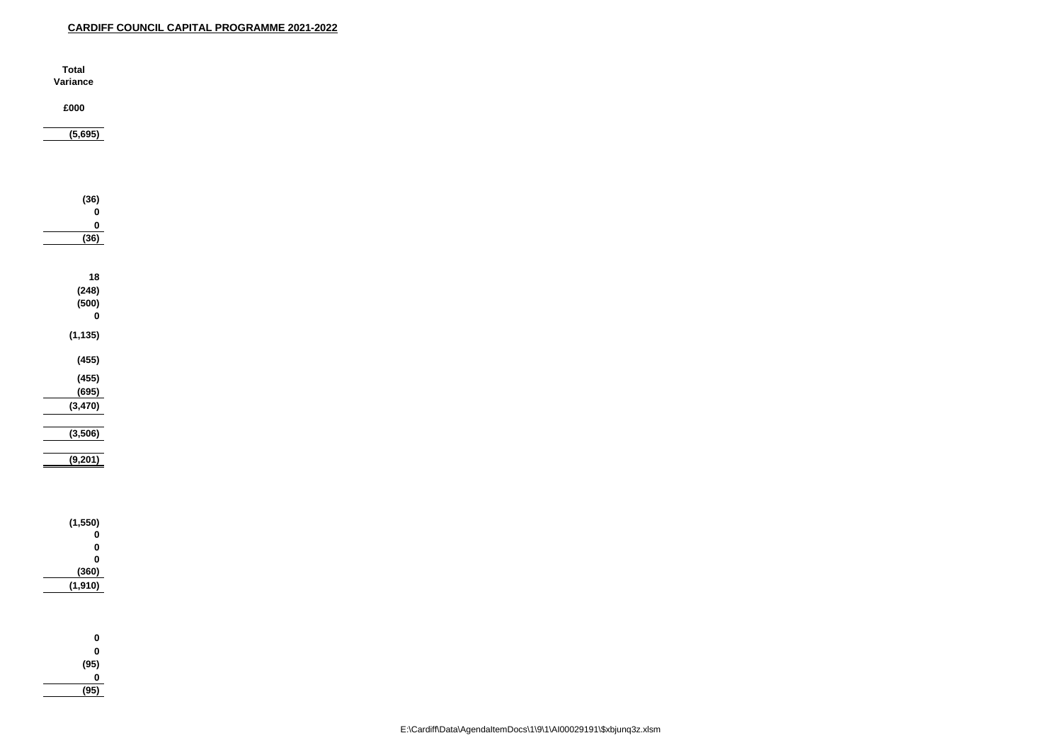**CARDIFF COUNCIL CAPITAL PROGRAMME 2021-2022**

| Total Variance |
|---|
| £000 |
| (5,695) |
| |
| (36) |
| 0 |
| 0 |
| (36) |
| |
| 18 |
| (248) |
| (500) |
| 0 |
| (1,135) |
| (455) |
| (455) |
| (695) |
| (3,470) |
| |
| (3,506) |
| |
| (9,201) |
| |
| (1,550) |
| 0 |
| 0 |
| 0 |
| (360) |
| (1,910) |
| |
| 0 |
| 0 |
| (95) |
| 0 |
| (95) |

E:\Cardiff\Data\AgendaItemDocs\1\9\1\AI00029191\$xbjunq3z.xlsm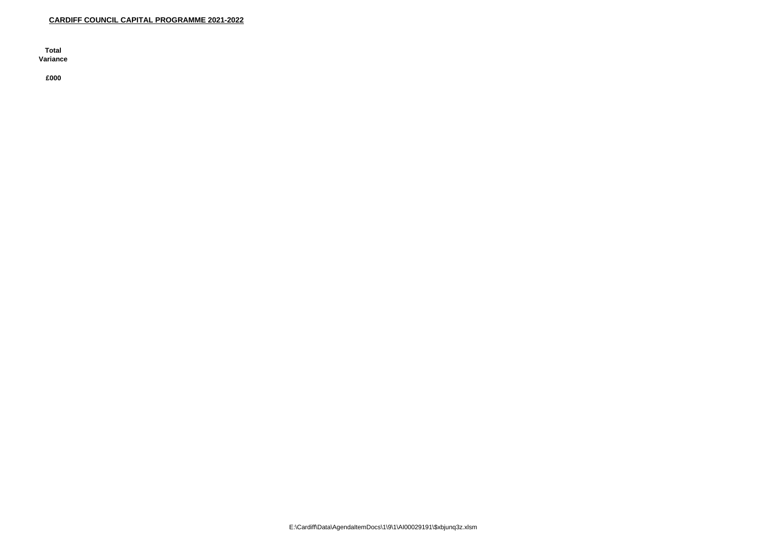**CARDIFF COUNCIL CAPITAL PROGRAMME 2021-2022**

| Total Variance |
| --- |
| £000 |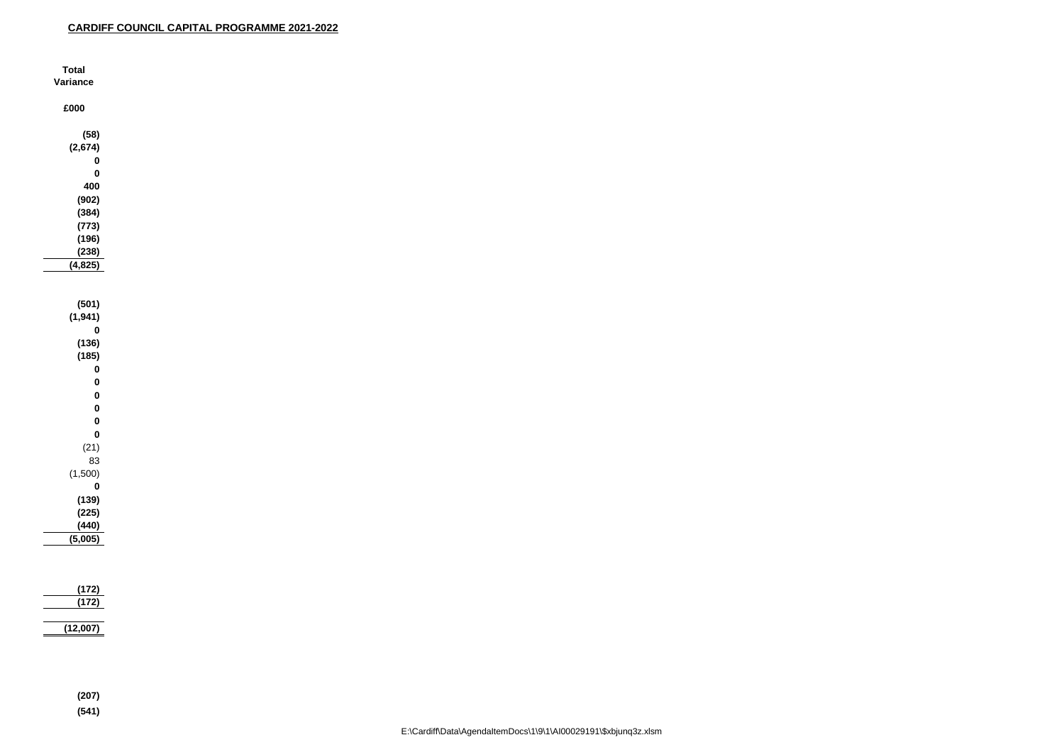**CARDIFF COUNCIL CAPITAL PROGRAMME 2021-2022**

| Total Variance |
|---|
| £000 |
| (58) |
| (2,674) |
| 0 |
| 0 |
| 400 |
| (902) |
| (384) |
| (773) |
| (196) |
| (238) |
| (4,825) |
| |
| (501) |
| (1,941) |
| 0 |
| (136) |
| (185) |
| 0 |
| 0 |
| 0 |
| 0 |
| 0 |
| 0 |
| (21) |
| 83 |
| (1,500) |
| 0 |
| (139) |
| (225) |
| (440) |
| (5,005) |
| |
| (172) |
| (172) |
| |
| (12,007) |
| |
| (207) |
| (541) |

E:\Cardiff\Data\AgendaItemDocs\1\9\1\AI00029191\$xbjunq3z.xlsm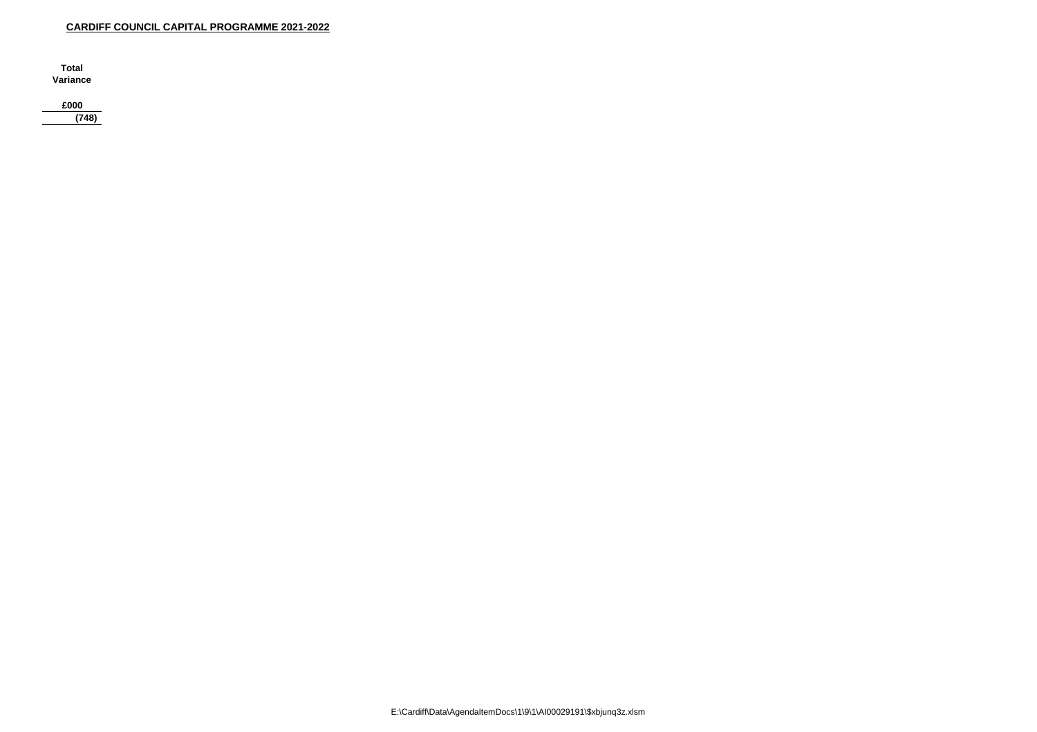**CARDIFF COUNCIL CAPITAL PROGRAMME 2021-2022**

| Total Variance |
|---|
| £000 |
| (748) |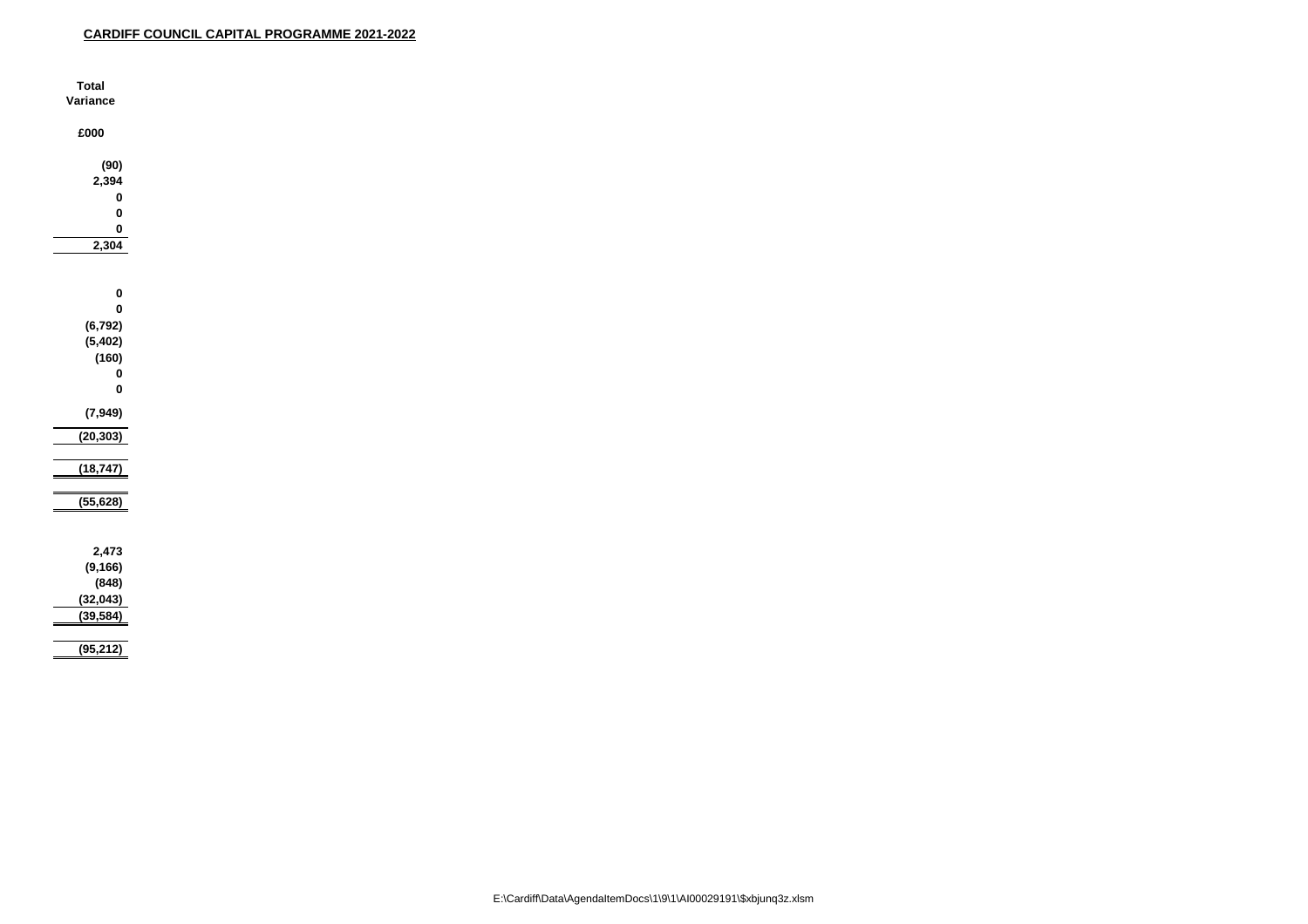**CARDIFF COUNCIL CAPITAL PROGRAMME 2021-2022**

| Total Variance |
|---|
| £000 |
| (90) |
| 2,394 |
| 0 |
| 0 |
| 0 |
| 2,304 |
| |
| 0 |
| 0 |
| (6,792) |
| (5,402) |
| (160) |
| 0 |
| 0 |
| (7,949) |
| (20,303) |
| (18,747) |
| (55,628) |
| |
| 2,473 |
| (9,166) |
| (848) |
| (32,043) |
| (39,584) |
| (95,212) |

E:\Cardiff\Data\AgendaItemDocs\1\9\1\AI00029191\$xbjunq3z.xlsm